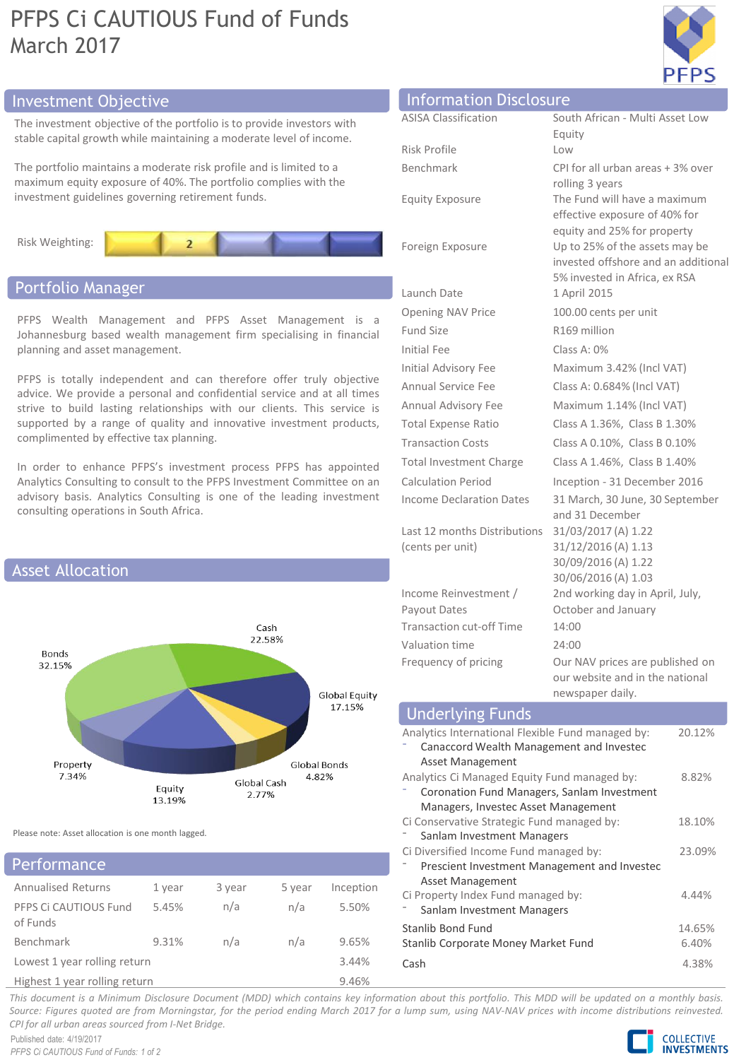# PFPS Ci CAUTIOUS Fund of Funds
March 2017

## Investment Objective

The investment objective of the portfolio is to provide investors with stable capital growth while maintaining a moderate level of income.

The portfolio maintains a moderate risk profile and is limited to a maximum equity exposure of 40%. The portfolio complies with the investment guidelines governing retirement funds.

Risk Weighting: 2

## Portfolio Manager

PFPS Wealth Management and PFPS Asset Management is a Johannesburg based wealth management firm specialising in financial planning and asset management.

PFPS is totally independent and can therefore offer truly objective advice. We provide a personal and confidential service and at all times strive to build lasting relationships with our clients. This service is supported by a range of quality and innovative investment products, complimented by effective tax planning.

In order to enhance PFPS's investment process PFPS has appointed Analytics Consulting to consult to the PFPS Investment Committee on an advisory basis. Analytics Consulting is one of the leading investment consulting operations in South Africa.

## Asset Allocation

| Asset Class | Allocation |
|---|---|
| Cash | 22.58% |
| Global Equity | 17.15% |
| Global Bonds | 4.82% |
| Global Cash | 2.77% |
| Equity | 13.19% |
| Property | 7.34% |
| Bonds | 32.15% |

Please note: Asset allocation is one month lagged.

## Performance

| Annualised Returns | 1 year | 3 year | 5 year | Inception |
|---|---|---|---|---|
| PFPS Ci CAUTIOUS Fund of Funds | 5.45% | n/a | n/a | 5.50% |
| Benchmark | 9.31% | n/a | n/a | 9.65% |
| Lowest 1 year rolling return | | | | 3.44% |
| Highest 1 year rolling return | | | | 9.46% |

## Information Disclosure

| | |
|---|---|
| ASISA Classification | South African - Multi Asset Low Equity |
| Risk Profile | Low |
| Benchmark | CPI for all urban areas + 3% over rolling 3 years |
| Equity Exposure | The Fund will have a maximum effective exposure of 40% for equity and 25% for property |
| Foreign Exposure | Up to 25% of the assets may be invested offshore and an additional 5% invested in Africa, ex RSA |
| Launch Date | 1 April 2015 |
| Opening NAV Price | 100.00 cents per unit |
| Fund Size | R169 million |
| Initial Fee | Class A: 0% |
| Initial Advisory Fee | Maximum 3.42% (Incl VAT) |
| Annual Service Fee | Class A: 0.684% (Incl VAT) |
| Annual Advisory Fee | Maximum 1.14% (Incl VAT) |
| Total Expense Ratio | Class A 1.36%, Class B 1.30% |
| Transaction Costs | Class A 0.10%, Class B 0.10% |
| Total Investment Charge | Class A 1.46%, Class B 1.40% |
| Calculation Period | Inception - 31 December 2016 |
| Income Declaration Dates | 31 March, 30 June, 30 September and 31 December |
| Last 12 months Distributions (cents per unit) | 31/03/2017 (A) 1.22<br>31/12/2016 (A) 1.13<br>30/09/2016 (A) 1.22<br>30/06/2016 (A) 1.03 |
| Income Reinvestment / Payout Dates | 2nd working day in April, July, October and January |
| Transaction cut-off Time | 14:00 |
| Valuation time | 24:00 |
| Frequency of pricing | Our NAV prices are published on our website and in the national newspaper daily. |

## Underlying Funds

| Fund | Allocation |
|---|---|
| Analytics International Flexible Fund managed by: - Canaccord Wealth Management and Investec Asset Management | 20.12% |
| Analytics Ci Managed Equity Fund managed by: - Coronation Fund Managers, Sanlam Investment Managers, Investec Asset Management | 8.82% |
| Ci Conservative Strategic Fund managed by: - Sanlam Investment Managers | 18.10% |
| Ci Diversified Income Fund managed by: - Prescient Investment Management and Investec Asset Management | 23.09% |
| Ci Property Index Fund managed by: - Sanlam Investment Managers | 4.44% |
| Stanlib Bond Fund | 14.65% |
| Stanlib Corporate Money Market Fund | 6.40% |
| Cash | 4.38% |

*This document is a Minimum Disclosure Document (MDD) which contains key information about this portfolio. This MDD will be updated on a monthly basis. Source: Figures quoted are from Morningstar, for the period ending March 2017 for a lump sum, using NAV-NAV prices with income distributions reinvested. CPI for all urban areas sourced from I-Net Bridge.*

Published date: 4/19/2017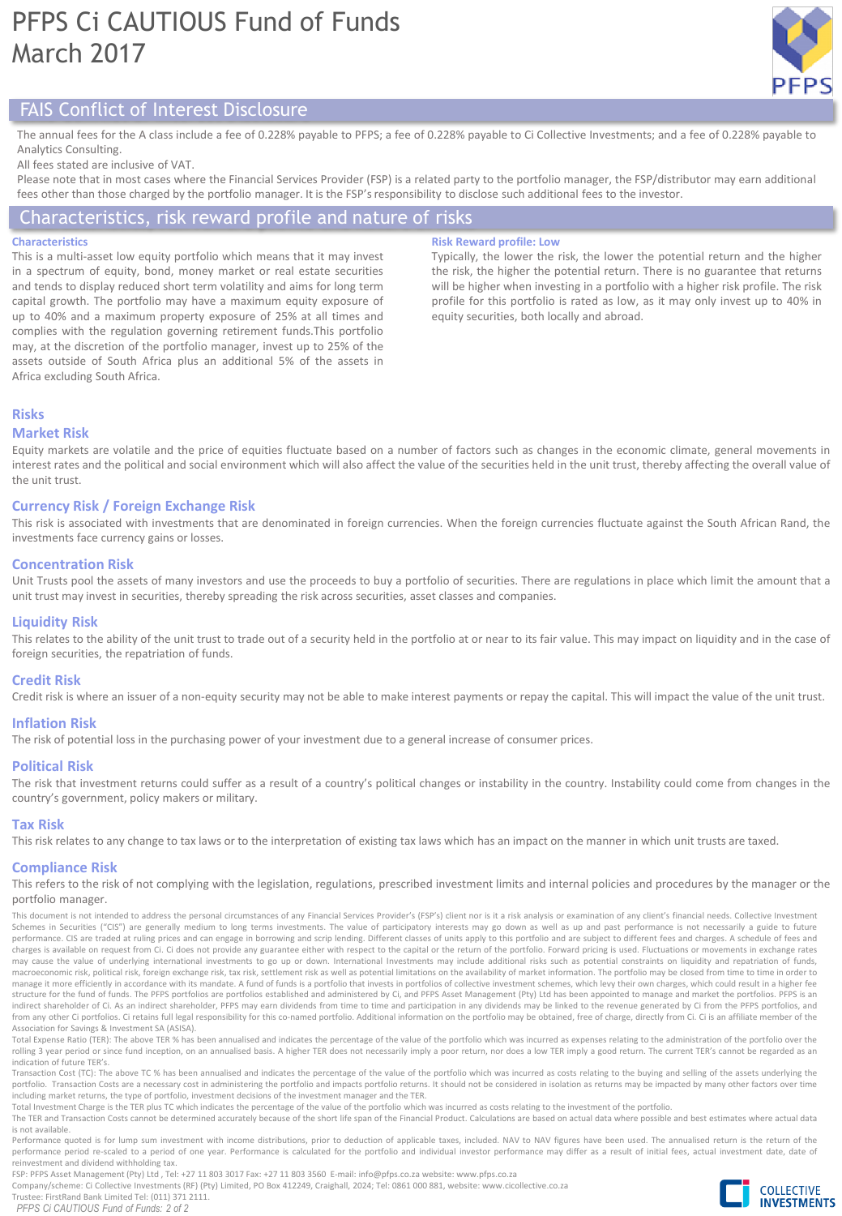# PFPS Ci CAUTIOUS Fund of Funds
March 2017

## FAIS Conflict of Interest Disclosure

The annual fees for the A class include a fee of 0.228% payable to PFPS; a fee of 0.228% payable to Ci Collective Investments; and a fee of 0.228% payable to Analytics Consulting.

All fees stated are inclusive of VAT.

Please note that in most cases where the Financial Services Provider (FSP) is a related party to the portfolio manager, the FSP/distributor may earn additional fees other than those charged by the portfolio manager. It is the FSP's responsibility to disclose such additional fees to the investor.

## Characteristics, risk reward profile and nature of risks

### Characteristics

This is a multi-asset low equity portfolio which means that it may invest in a spectrum of equity, bond, money market or real estate securities and tends to display reduced short term volatility and aims for long term capital growth. The portfolio may have a maximum equity exposure of up to 40% and a maximum property exposure of 25% at all times and complies with the regulation governing retirement funds.This portfolio may, at the discretion of the portfolio manager, invest up to 25% of the assets outside of South Africa plus an additional 5% of the assets in Africa excluding South Africa.

### Risk Reward profile: Low

Typically, the lower the risk, the lower the potential return and the higher the risk, the higher the potential return. There is no guarantee that returns will be higher when investing in a portfolio with a higher risk profile. The risk profile for this portfolio is rated as low, as it may only invest up to 40% in equity securities, both locally and abroad.

### Risks

### Market Risk

Equity markets are volatile and the price of equities fluctuate based on a number of factors such as changes in the economic climate, general movements in interest rates and the political and social environment which will also affect the value of the securities held in the unit trust, thereby affecting the overall value of the unit trust.

### Currency Risk / Foreign Exchange Risk

This risk is associated with investments that are denominated in foreign currencies. When the foreign currencies fluctuate against the South African Rand, the investments face currency gains or losses.

### Concentration Risk

Unit Trusts pool the assets of many investors and use the proceeds to buy a portfolio of securities. There are regulations in place which limit the amount that a unit trust may invest in securities, thereby spreading the risk across securities, asset classes and companies.

### Liquidity Risk

This relates to the ability of the unit trust to trade out of a security held in the portfolio at or near to its fair value. This may impact on liquidity and in the case of foreign securities, the repatriation of funds.

### Credit Risk

Credit risk is where an issuer of a non-equity security may not be able to make interest payments or repay the capital. This will impact the value of the unit trust.

### Inflation Risk

The risk of potential loss in the purchasing power of your investment due to a general increase of consumer prices.

### Political Risk

The risk that investment returns could suffer as a result of a country's political changes or instability in the country. Instability could come from changes in the country's government, policy makers or military.

### Tax Risk

This risk relates to any change to tax laws or to the interpretation of existing tax laws which has an impact on the manner in which unit trusts are taxed.

### Compliance Risk

This refers to the risk of not complying with the legislation, regulations, prescribed investment limits and internal policies and procedures by the manager or the portfolio manager.

This document is not intended to address the personal circumstances of any Financial Services Provider's (FSP's) client nor is it a risk analysis or examination of any client's financial needs. Collective Investment Schemes in Securities ("CIS") are generally medium to long terms investments. The value of participatory interests may go down as well as up and past performance is not necessarily a guide to future performance. CIS are traded at ruling prices and can engage in borrowing and scrip lending. Different classes of units apply to this portfolio and are subject to different fees and charges. A schedule of fees and charges is available on request from Ci. Ci does not provide any guarantee either with respect to the capital or the return of the portfolio. Forward pricing is used. Fluctuations or movements in exchange rates may cause the value of underlying international investments to go up or down. International Investments may include additional risks such as potential constraints on liquidity and repatriation of funds, macroeconomic risk, political risk, foreign exchange risk, tax risk, settlement risk as well as potential limitations on the availability of market information. The portfolio may be closed from time to time in order to manage it more efficiently in accordance with its mandate. A fund of funds is a portfolio that invests in portfolios of collective investment schemes, which levy their own charges, which could result in a higher fee structure for the fund of funds. The PFPS portfolios are portfolios established and administered by Ci, and PFPS Asset Management (Pty) Ltd has been appointed to manage and market the portfolios. PFPS is an indirect shareholder of Ci. As an indirect shareholder, PFPS may earn dividends from time to time and participation in any dividends may be linked to the revenue generated by Ci from the PFPS portfolios, and from any other Ci portfolios. Ci retains full legal responsibility for this co-named portfolio. Additional information on the portfolio may be obtained, free of charge, directly from Ci. Ci is an affiliate member of the Association for Savings & Investment SA (ASISA).

Total Expense Ratio (TER): The above TER % has been annualised and indicates the percentage of the value of the portfolio which was incurred as expenses relating to the administration of the portfolio over the rolling 3 year period or since fund inception, on an annualised basis. A higher TER does not necessarily imply a poor return, nor does a low TER imply a good return. The current TER's cannot be regarded as an indication of future TER's.

Transaction Cost (TC): The above TC % has been annualised and indicates the percentage of the value of the portfolio which was incurred as costs relating to the buying and selling of the assets underlying the portfolio. Transaction Costs are a necessary cost in administering the portfolio and impacts portfolio returns. It should not be considered in isolation as returns may be impacted by many other factors over time including market returns, the type of portfolio, investment decisions of the investment manager and the TER.

Total Investment Charge is the TER plus TC which indicates the percentage of the value of the portfolio which was incurred as costs relating to the investment of the portfolio.

The TER and Transaction Costs cannot be determined accurately because of the short life span of the Financial Product. Calculations are based on actual data where possible and best estimates where actual data is not available.

Performance quoted is for lump sum investment with income distributions, prior to deduction of applicable taxes, included. NAV to NAV figures have been used. The annualised return is the return of the performance period re-scaled to a period of one year. Performance is calculated for the portfolio and individual investor performance may differ as a result of initial fees, actual investment date, date of reinvestment and dividend withholding tax.

FSP: PFPS Asset Management (Pty) Ltd , Tel: +27 11 803 3017 Fax: +27 11 803 3560 E-mail: info@pfps.co.za website: www.pfps.co.za

Company/scheme: Ci Collective Investments (RF) (Pty) Limited, PO Box 412249, Craighall, 2024; Tel: 0861 000 881, website: www.cicollective.co.za

Trustee: FirstRand Bank Limited Tel: (011) 371 2111.